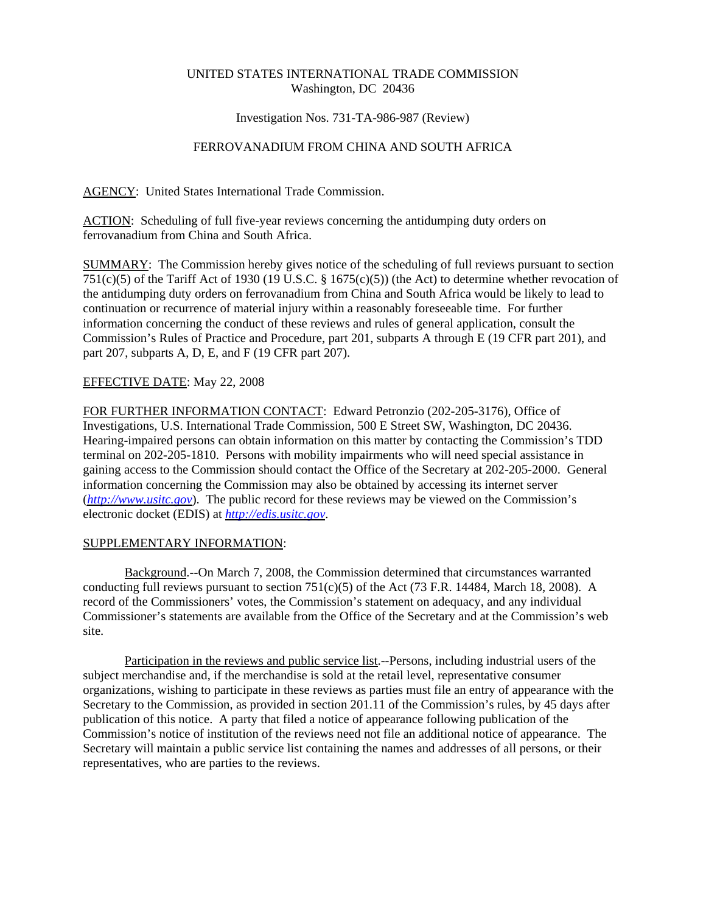UNITED STATES INTERNATIONAL TRADE COMMISSION
Washington, DC 20436

Investigation Nos. 731-TA-986-987 (Review)

FERROVANADIUM FROM CHINA AND SOUTH AFRICA

AGENCY: United States International Trade Commission.

ACTION: Scheduling of full five-year reviews concerning the antidumping duty orders on ferrovanadium from China and South Africa.

SUMMARY: The Commission hereby gives notice of the scheduling of full reviews pursuant to section 751(c)(5) of the Tariff Act of 1930 (19 U.S.C. § 1675(c)(5)) (the Act) to determine whether revocation of the antidumping duty orders on ferrovanadium from China and South Africa would be likely to lead to continuation or recurrence of material injury within a reasonably foreseeable time. For further information concerning the conduct of these reviews and rules of general application, consult the Commission's Rules of Practice and Procedure, part 201, subparts A through E (19 CFR part 201), and part 207, subparts A, D, E, and F (19 CFR part 207).

EFFECTIVE DATE: May 22, 2008

FOR FURTHER INFORMATION CONTACT: Edward Petronzio (202-205-3176), Office of Investigations, U.S. International Trade Commission, 500 E Street SW, Washington, DC 20436. Hearing-impaired persons can obtain information on this matter by contacting the Commission's TDD terminal on 202-205-1810. Persons with mobility impairments who will need special assistance in gaining access to the Commission should contact the Office of the Secretary at 202-205-2000. General information concerning the Commission may also be obtained by accessing its internet server (*http://www.usitc.gov*). The public record for these reviews may be viewed on the Commission's electronic docket (EDIS) at *http://edis.usitc.gov*.

SUPPLEMENTARY INFORMATION:

Background.--On March 7, 2008, the Commission determined that circumstances warranted conducting full reviews pursuant to section 751(c)(5) of the Act (73 F.R. 14484, March 18, 2008). A record of the Commissioners' votes, the Commission's statement on adequacy, and any individual Commissioner's statements are available from the Office of the Secretary and at the Commission's web site.

Participation in the reviews and public service list.--Persons, including industrial users of the subject merchandise and, if the merchandise is sold at the retail level, representative consumer organizations, wishing to participate in these reviews as parties must file an entry of appearance with the Secretary to the Commission, as provided in section 201.11 of the Commission's rules, by 45 days after publication of this notice. A party that filed a notice of appearance following publication of the Commission's notice of institution of the reviews need not file an additional notice of appearance. The Secretary will maintain a public service list containing the names and addresses of all persons, or their representatives, who are parties to the reviews.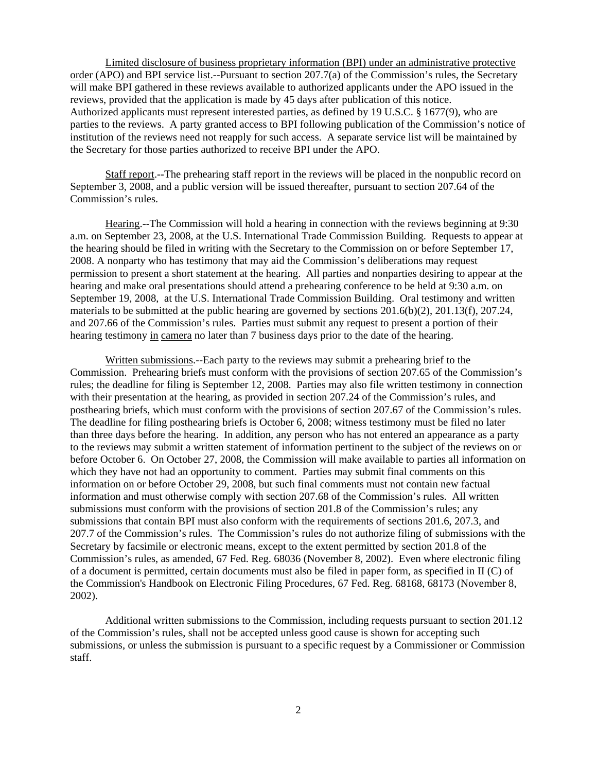<u>Limited disclosure of business proprietary information (BPI) under an administrative protective order (APO) and BPI service list</u>.--Pursuant to section 207.7(a) of the Commission's rules, the Secretary will make BPI gathered in these reviews available to authorized applicants under the APO issued in the reviews, provided that the application is made by 45 days after publication of this notice. Authorized applicants must represent interested parties, as defined by 19 U.S.C. § 1677(9), who are parties to the reviews. A party granted access to BPI following publication of the Commission's notice of institution of the reviews need not reapply for such access. A separate service list will be maintained by the Secretary for those parties authorized to receive BPI under the APO.

<u>Staff report</u>.--The prehearing staff report in the reviews will be placed in the nonpublic record on September 3, 2008, and a public version will be issued thereafter, pursuant to section 207.64 of the Commission's rules.

<u>Hearing</u>.--The Commission will hold a hearing in connection with the reviews beginning at 9:30 a.m. on September 23, 2008, at the U.S. International Trade Commission Building. Requests to appear at the hearing should be filed in writing with the Secretary to the Commission on or before September 17, 2008. A nonparty who has testimony that may aid the Commission's deliberations may request permission to present a short statement at the hearing. All parties and nonparties desiring to appear at the hearing and make oral presentations should attend a prehearing conference to be held at 9:30 a.m. on September 19, 2008, at the U.S. International Trade Commission Building. Oral testimony and written materials to be submitted at the public hearing are governed by sections 201.6(b)(2), 201.13(f), 207.24, and 207.66 of the Commission's rules. Parties must submit any request to present a portion of their hearing testimony <u>in camera</u> no later than 7 business days prior to the date of the hearing.

<u>Written submissions</u>.--Each party to the reviews may submit a prehearing brief to the Commission. Prehearing briefs must conform with the provisions of section 207.65 of the Commission's rules; the deadline for filing is September 12, 2008. Parties may also file written testimony in connection with their presentation at the hearing, as provided in section 207.24 of the Commission's rules, and posthearing briefs, which must conform with the provisions of section 207.67 of the Commission's rules. The deadline for filing posthearing briefs is October 6, 2008; witness testimony must be filed no later than three days before the hearing. In addition, any person who has not entered an appearance as a party to the reviews may submit a written statement of information pertinent to the subject of the reviews on or before October 6. On October 27, 2008, the Commission will make available to parties all information on which they have not had an opportunity to comment. Parties may submit final comments on this information on or before October 29, 2008, but such final comments must not contain new factual information and must otherwise comply with section 207.68 of the Commission's rules. All written submissions must conform with the provisions of section 201.8 of the Commission's rules; any submissions that contain BPI must also conform with the requirements of sections 201.6, 207.3, and 207.7 of the Commission's rules. The Commission's rules do not authorize filing of submissions with the Secretary by facsimile or electronic means, except to the extent permitted by section 201.8 of the Commission's rules, as amended, 67 Fed. Reg. 68036 (November 8, 2002). Even where electronic filing of a document is permitted, certain documents must also be filed in paper form, as specified in II (C) of the Commission's Handbook on Electronic Filing Procedures, 67 Fed. Reg. 68168, 68173 (November 8, 2002).

Additional written submissions to the Commission, including requests pursuant to section 201.12 of the Commission's rules, shall not be accepted unless good cause is shown for accepting such submissions, or unless the submission is pursuant to a specific request by a Commissioner or Commission staff.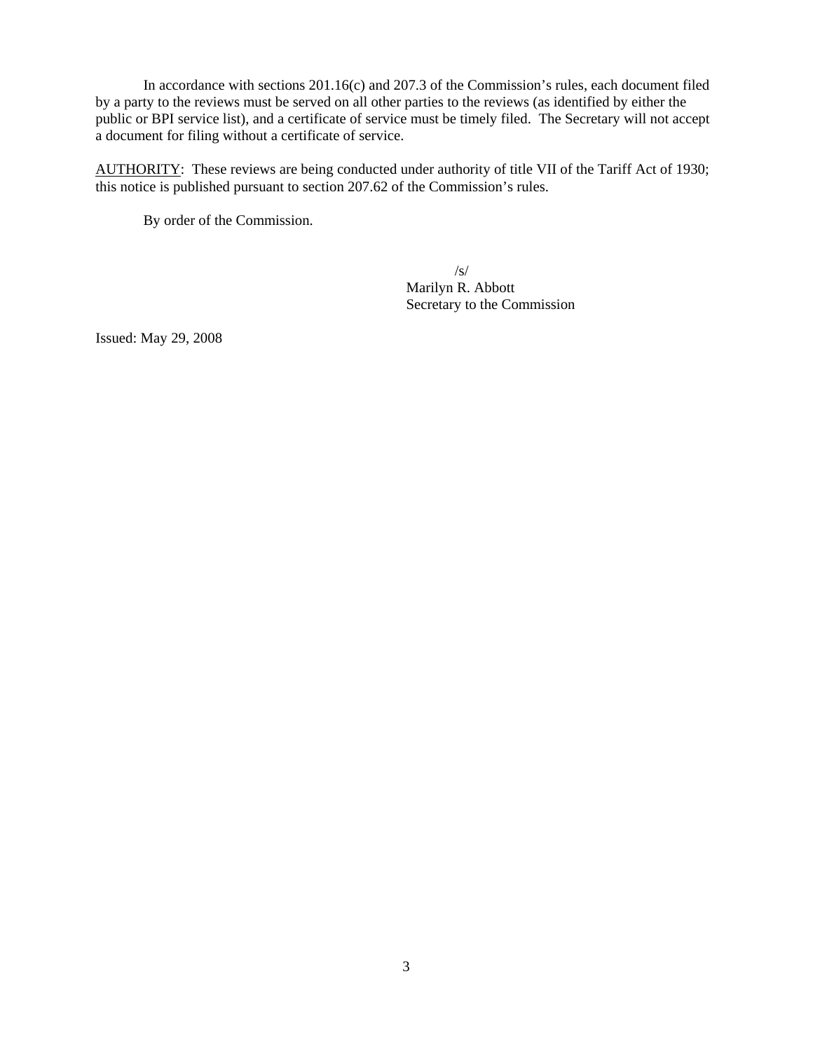In accordance with sections 201.16(c) and 207.3 of the Commission's rules, each document filed by a party to the reviews must be served on all other parties to the reviews (as identified by either the public or BPI service list), and a certificate of service must be timely filed. The Secretary will not accept a document for filing without a certificate of service.

<u>AUTHORITY</u>: These reviews are being conducted under authority of title VII of the Tariff Act of 1930; this notice is published pursuant to section 207.62 of the Commission's rules.

By order of the Commission.

/s/
Marilyn R. Abbott
Secretary to the Commission

Issued: May 29, 2008